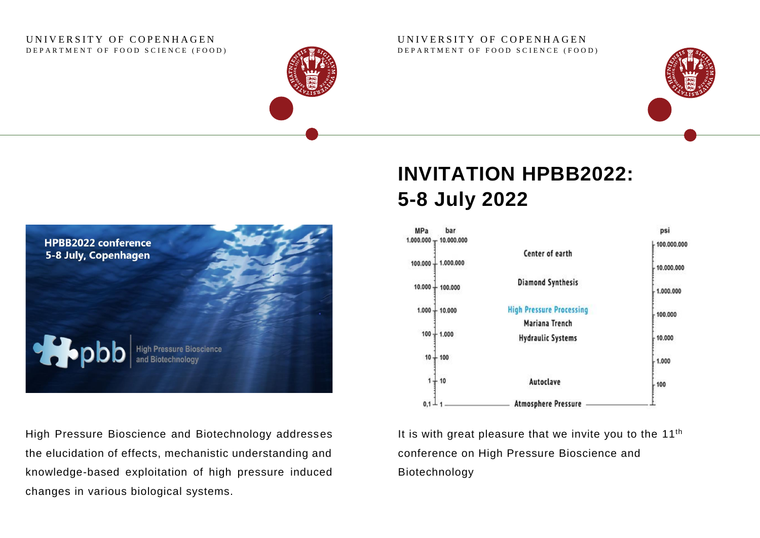UNIVERSITY OF COPENHAGEN
DEPARTMENT OF FOOD SCIENCE (FOOD)

**HPBB2022 conference**
**5-8 July, Copenhagen**

pbb High Pressure Bioscience and Biotechnology

High Pressure Bioscience and Biotechnology addresses the elucidation of effects, mechanistic understanding and knowledge-based exploitation of high pressure induced changes in various biological systems.

# INVITATION HPBB2022: 5-8 July 2022

| MPa | bar | | psi |
|---|---|---|---|
| 1.000.000 | 10.000.000 | | 100.000.000 |
| | | Center of earth | |
| 100.000 | 1.000.000 | | 10.000.000 |
| 10.000 | 100.000 | Diamond Synthesis | 1.000.000 |
| 1.000 | 10.000 | High Pressure Processing | 100.000 |
| | | Mariana Trench | |
| 100 | 1.000 | Hydraulic Systems | 10.000 |
| 10 | 100 | | 1.000 |
| 1 | 10 | Autoclave | 100 |
| 0,1 | 1 | Atmosphere Pressure | |

It is with great pleasure that we invite you to the 11th conference on High Pressure Bioscience and Biotechnology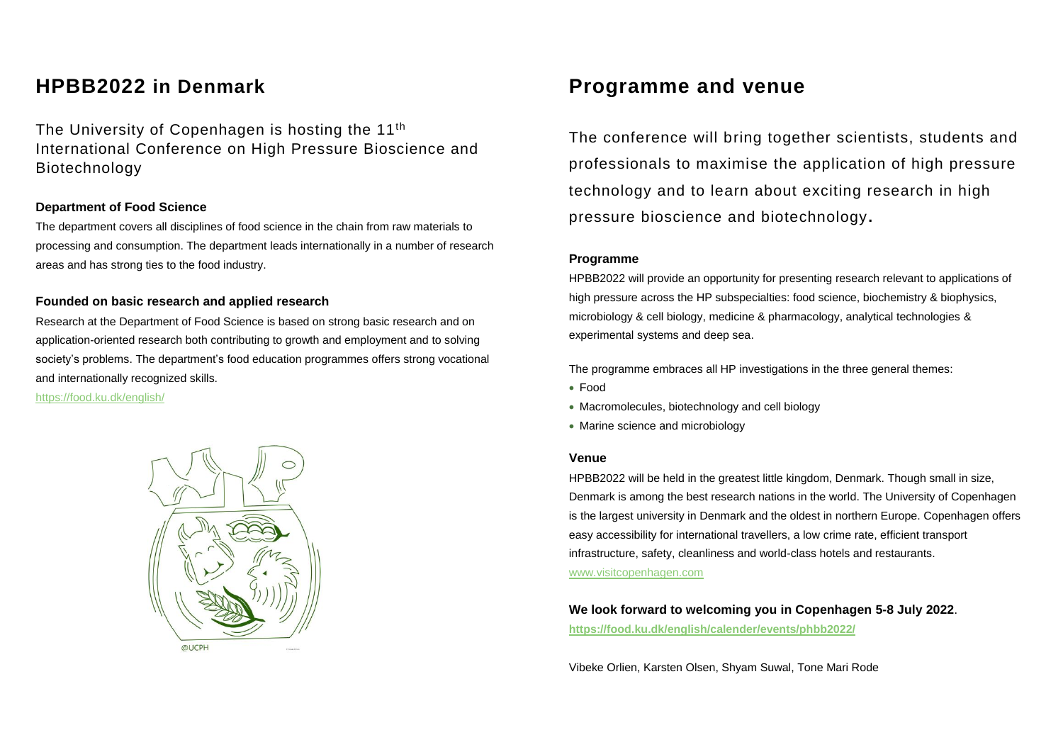## HPBB2022 in Denmark

The University of Copenhagen is hosting the 11th International Conference on High Pressure Bioscience and Biotechnology

**Department of Food Science**

The department covers all disciplines of food science in the chain from raw materials to processing and consumption. The department leads internationally in a number of research areas and has strong ties to the food industry.

**Founded on basic research and applied research**

Research at the Department of Food Science is based on strong basic research and on application-oriented research both contributing to growth and employment and to solving society's problems. The department's food education programmes offers strong vocational and internationally recognized skills.

https://food.ku.dk/english/

@UCPH

## Programme and venue

The conference will bring together scientists, students and professionals to maximise the application of high pressure technology and to learn about exciting research in high pressure bioscience and biotechnology.

**Programme**

HPBB2022 will provide an opportunity for presenting research relevant to applications of high pressure across the HP subspecialties: food science, biochemistry & biophysics, microbiology & cell biology, medicine & pharmacology, analytical technologies & experimental systems and deep sea.

The programme embraces all HP investigations in the three general themes:

- Food
- Macromolecules, biotechnology and cell biology
- Marine science and microbiology

**Venue**

HPBB2022 will be held in the greatest little kingdom, Denmark. Though small in size, Denmark is among the best research nations in the world. The University of Copenhagen is the largest university in Denmark and the oldest in northern Europe. Copenhagen offers easy accessibility for international travellers, a low crime rate, efficient transport infrastructure, safety, cleanliness and world-class hotels and restaurants.

www.visitcopenhagen.com

**We look forward to welcoming you in Copenhagen 5-8 July 2022**.

**https://food.ku.dk/english/calender/events/phbb2022/**

Vibeke Orlien, Karsten Olsen, Shyam Suwal, Tone Mari Rode